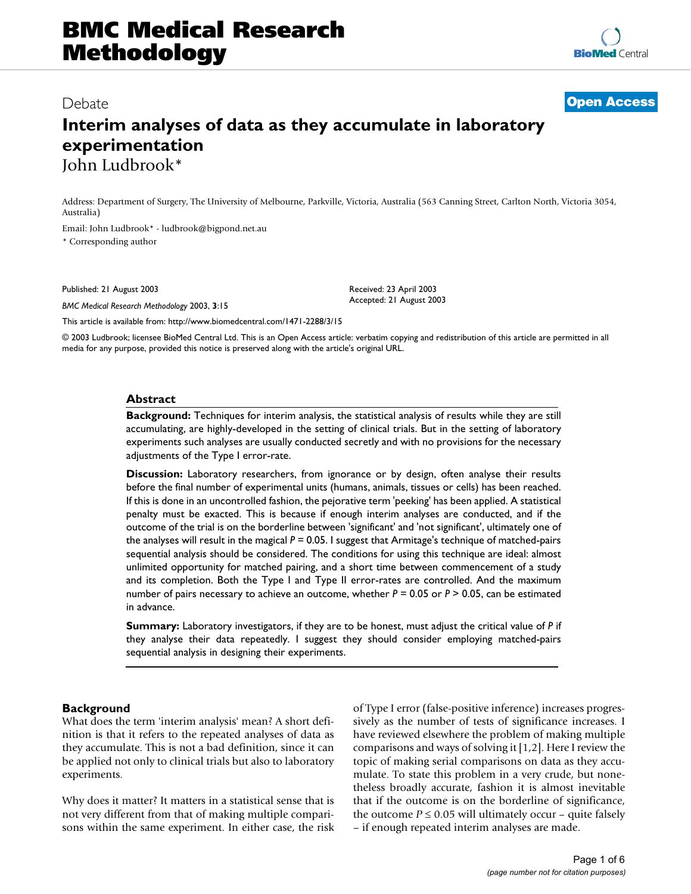Debate

**Open Access**

# Interim analyses of data as they accumulate in laboratory experimentation

John Ludbrook*

Address: Department of Surgery, The University of Melbourne, Parkville, Victoria, Australia (563 Canning Street, Carlton North, Victoria 3054, Australia)

Email: John Ludbrook* - ludbrook@bigpond.net.au

* Corresponding author

Published: 21 August 2003

*BMC Medical Research Methodology* 2003, **3**:15

Received: 23 April 2003
Accepted: 21 August 2003

This article is available from: http://www.biomedcentral.com/1471-2288/3/15

© 2003 Ludbrook; licensee BioMed Central Ltd. This is an Open Access article: verbatim copying and redistribution of this article are permitted in all media for any purpose, provided this notice is preserved along with the article's original URL.

## Abstract

**Background:** Techniques for interim analysis, the statistical analysis of results while they are still accumulating, are highly-developed in the setting of clinical trials. But in the setting of laboratory experiments such analyses are usually conducted secretly and with no provisions for the necessary adjustments of the Type I error-rate.

**Discussion:** Laboratory researchers, from ignorance or by design, often analyse their results before the final number of experimental units (humans, animals, tissues or cells) has been reached. If this is done in an uncontrolled fashion, the pejorative term 'peeking' has been applied. A statistical penalty must be exacted. This is because if enough interim analyses are conducted, and if the outcome of the trial is on the borderline between 'significant' and 'not significant', ultimately one of the analyses will result in the magical $P = 0.05$. I suggest that Armitage's technique of matched-pairs sequential analysis should be considered. The conditions for using this technique are ideal: almost unlimited opportunity for matched pairing, and a short time between commencement of a study and its completion. Both the Type I and Type II error-rates are controlled. And the maximum number of pairs necessary to achieve an outcome, whether $P = 0.05$ or $P > 0.05$, can be estimated in advance.

**Summary:** Laboratory investigators, if they are to be honest, must adjust the critical value of $P$ if they analyse their data repeatedly. I suggest they should consider employing matched-pairs sequential analysis in designing their experiments.

## Background

What does the term 'interim analysis' mean? A short definition is that it refers to the repeated analyses of data as they accumulate. This is not a bad definition, since it can be applied not only to clinical trials but also to laboratory experiments.

Why does it matter? It matters in a statistical sense that is not very different from that of making multiple comparisons within the same experiment. In either case, the risk of Type I error (false-positive inference) increases progressively as the number of tests of significance increases. I have reviewed elsewhere the problem of making multiple comparisons and ways of solving it [1,2]. Here I review the topic of making serial comparisons on data as they accumulate. To state this problem in a very crude, but nonetheless broadly accurate, fashion it is almost inevitable that if the outcome is on the borderline of significance, the outcome $P \leq 0.05$ will ultimately occur – quite falsely – if enough repeated interim analyses are made.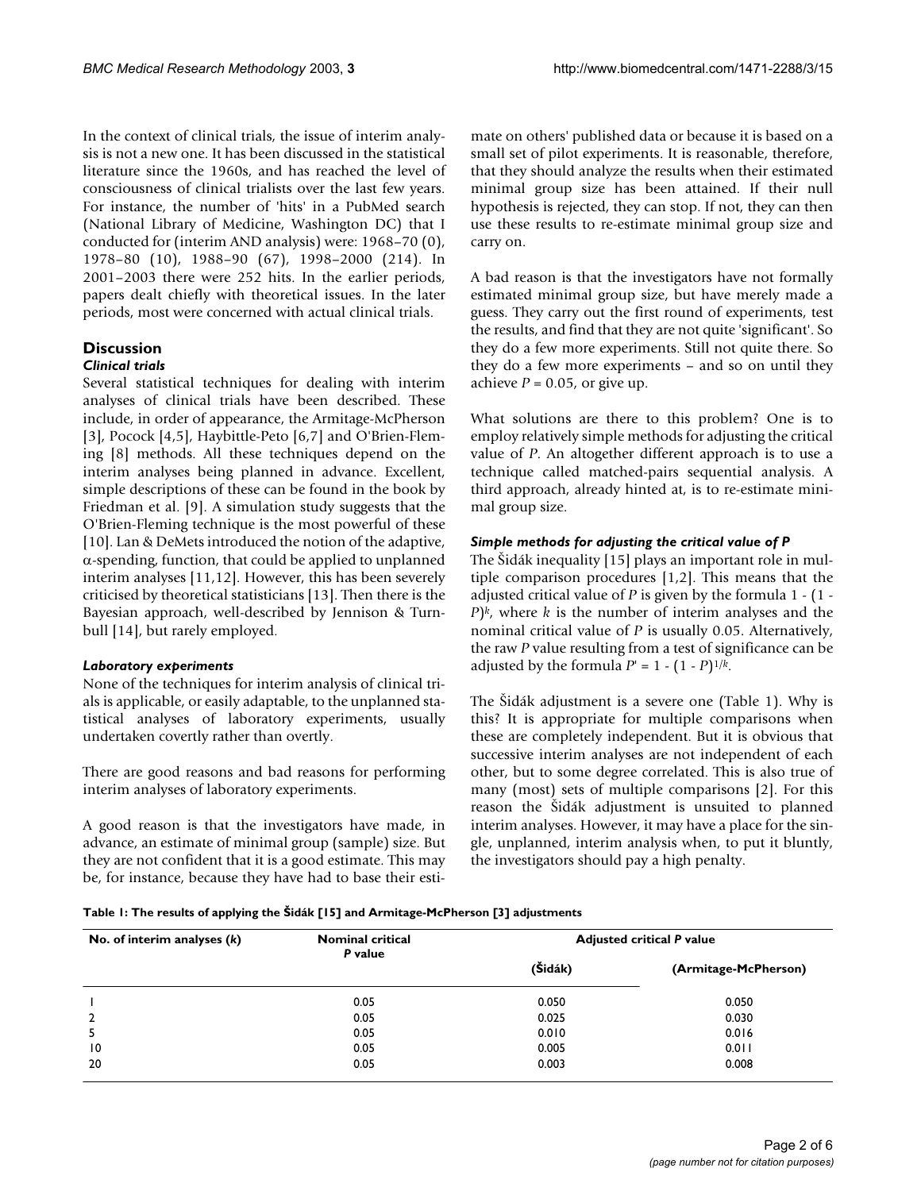In the context of clinical trials, the issue of interim analysis is not a new one. It has been discussed in the statistical literature since the 1960s, and has reached the level of consciousness of clinical trialists over the last few years. For instance, the number of 'hits' in a PubMed search (National Library of Medicine, Washington DC) that I conducted for (interim AND analysis) were: 1968–70 (0), 1978–80 (10), 1988–90 (67), 1998–2000 (214). In 2001–2003 there were 252 hits. In the earlier periods, papers dealt chiefly with theoretical issues. In the later periods, most were concerned with actual clinical trials.

## Discussion

### *Clinical trials*

Several statistical techniques for dealing with interim analyses of clinical trials have been described. These include, in order of appearance, the Armitage-McPherson [3], Pocock [4,5], Haybittle-Peto [6,7] and O'Brien-Fleming [8] methods. All these techniques depend on the interim analyses being planned in advance. Excellent, simple descriptions of these can be found in the book by Friedman et al. [9]. A simulation study suggests that the O'Brien-Fleming technique is the most powerful of these [10]. Lan & DeMets introduced the notion of the adaptive, $\alpha$-spending, function, that could be applied to unplanned interim analyses [11,12]. However, this has been severely criticised by theoretical statisticians [13]. Then there is the Bayesian approach, well-described by Jennison & Turnbull [14], but rarely employed.

### *Laboratory experiments*

None of the techniques for interim analysis of clinical trials is applicable, or easily adaptable, to the unplanned statistical analyses of laboratory experiments, usually undertaken covertly rather than overtly.

There are good reasons and bad reasons for performing interim analyses of laboratory experiments.

A good reason is that the investigators have made, in advance, an estimate of minimal group (sample) size. But they are not confident that it is a good estimate. This may be, for instance, because they have had to base their estimate on others' published data or because it is based on a small set of pilot experiments. It is reasonable, therefore, that they should analyze the results when their estimated minimal group size has been attained. If their null hypothesis is rejected, they can stop. If not, they can then use these results to re-estimate minimal group size and carry on.

A bad reason is that the investigators have not formally estimated minimal group size, but have merely made a guess. They carry out the first round of experiments, test the results, and find that they are not quite 'significant'. So they do a few more experiments. Still not quite there. So they do a few more experiments – and so on until they achieve $P = 0.05$, or give up.

What solutions are there to this problem? One is to employ relatively simple methods for adjusting the critical value of $P$. An altogether different approach is to use a technique called matched-pairs sequential analysis. A third approach, already hinted at, is to re-estimate minimal group size.

### *Simple methods for adjusting the critical value of P*

The Šidák inequality [15] plays an important role in multiple comparison procedures [1,2]. This means that the adjusted critical value of $P$ is given by the formula $1 - (1 - P)^k$, where $k$ is the number of interim analyses and the nominal critical value of $P$ is usually 0.05. Alternatively, the raw $P$ value resulting from a test of significance can be adjusted by the formula $P' = 1 - (1 - P)^{1/k}$.

The Šidák adjustment is a severe one (Table 1). Why is this? It is appropriate for multiple comparisons when these are completely independent. But it is obvious that successive interim analyses are not independent of each other, but to some degree correlated. This is also true of many (most) sets of multiple comparisons [2]. For this reason the Šidák adjustment is unsuited to planned interim analyses. However, it may have a place for the single, unplanned, interim analysis when, to put it bluntly, the investigators should pay a high penalty.

**Table 1: The results of applying the Šidák [15] and Armitage-McPherson [3] adjustments**

| No. of interim analyses ($k$) | Nominal critical $P$ value | Adjusted critical $P$ value | |
|---|---|---|---|
| | | (Šidák) | (Armitage-McPherson) |
| 1 | 0.05 | 0.050 | 0.050 |
| 2 | 0.05 | 0.025 | 0.030 |
| 5 | 0.05 | 0.010 | 0.016 |
| 10 | 0.05 | 0.005 | 0.011 |
| 20 | 0.05 | 0.003 | 0.008 |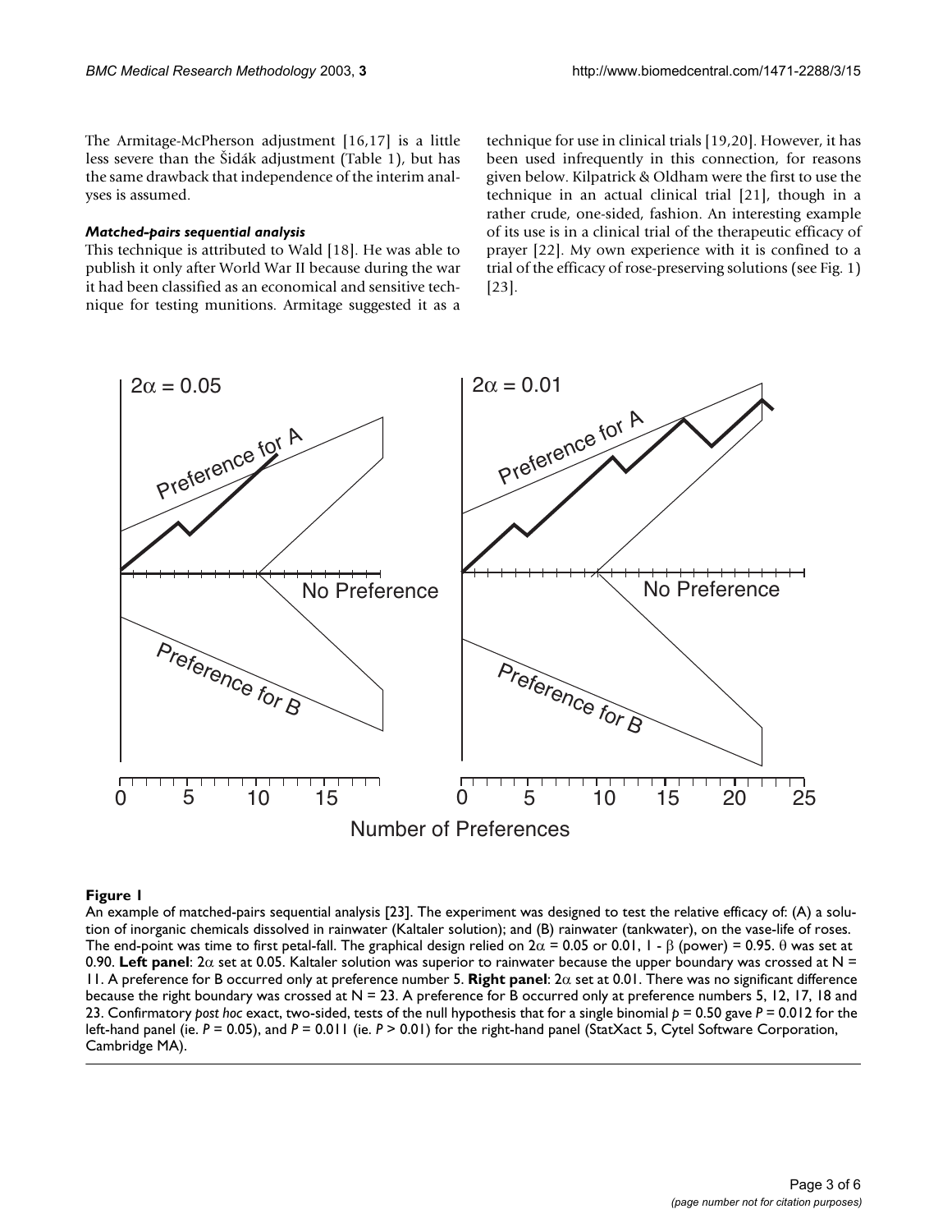The Armitage-McPherson adjustment [16,17] is a little less severe than the Šidák adjustment (Table 1), but has the same drawback that independence of the interim analyses is assumed.

### *Matched-pairs sequential analysis*

This technique is attributed to Wald [18]. He was able to publish it only after World War II because during the war it had been classified as an economical and sensitive technique for testing munitions. Armitage suggested it as a technique for use in clinical trials [19,20]. However, it has been used infrequently in this connection, for reasons given below. Kilpatrick & Oldham were the first to use the technique in an actual clinical trial [21], though in a rather crude, one-sided, fashion. An interesting example of its use is in a clinical trial of the therapeutic efficacy of prayer [22]. My own experience with it is confined to a trial of the efficacy of rose-preserving solutions (see Fig. 1) [23].

**Figure 1**

An example of matched-pairs sequential analysis [23]. The experiment was designed to test the relative efficacy of: (A) a solution of inorganic chemicals dissolved in rainwater (Kaltaler solution); and (B) rainwater (tankwater), on the vase-life of roses. The end-point was time to first petal-fall. The graphical design relied on $2\alpha = 0.05$ or 0.01, $1 - \beta$ (power) = 0.95. $\theta$ was set at 0.90. **Left panel**: $2\alpha$ set at 0.05. Kaltaler solution was superior to rainwater because the upper boundary was crossed at N = 11. A preference for B occurred only at preference number 5. **Right panel**: $2\alpha$ set at 0.01. There was no significant difference because the right boundary was crossed at N = 23. A preference for B occurred only at preference numbers 5, 12, 17, 18 and 23. Confirmatory *post hoc* exact, two-sided, tests of the null hypothesis that for a single binomial $p = 0.50$ gave $P = 0.012$ for the left-hand panel (ie. $P = 0.05$), and $P = 0.011$ (ie. $P > 0.01$) for the right-hand panel (StatXact 5, Cytel Software Corporation, Cambridge MA).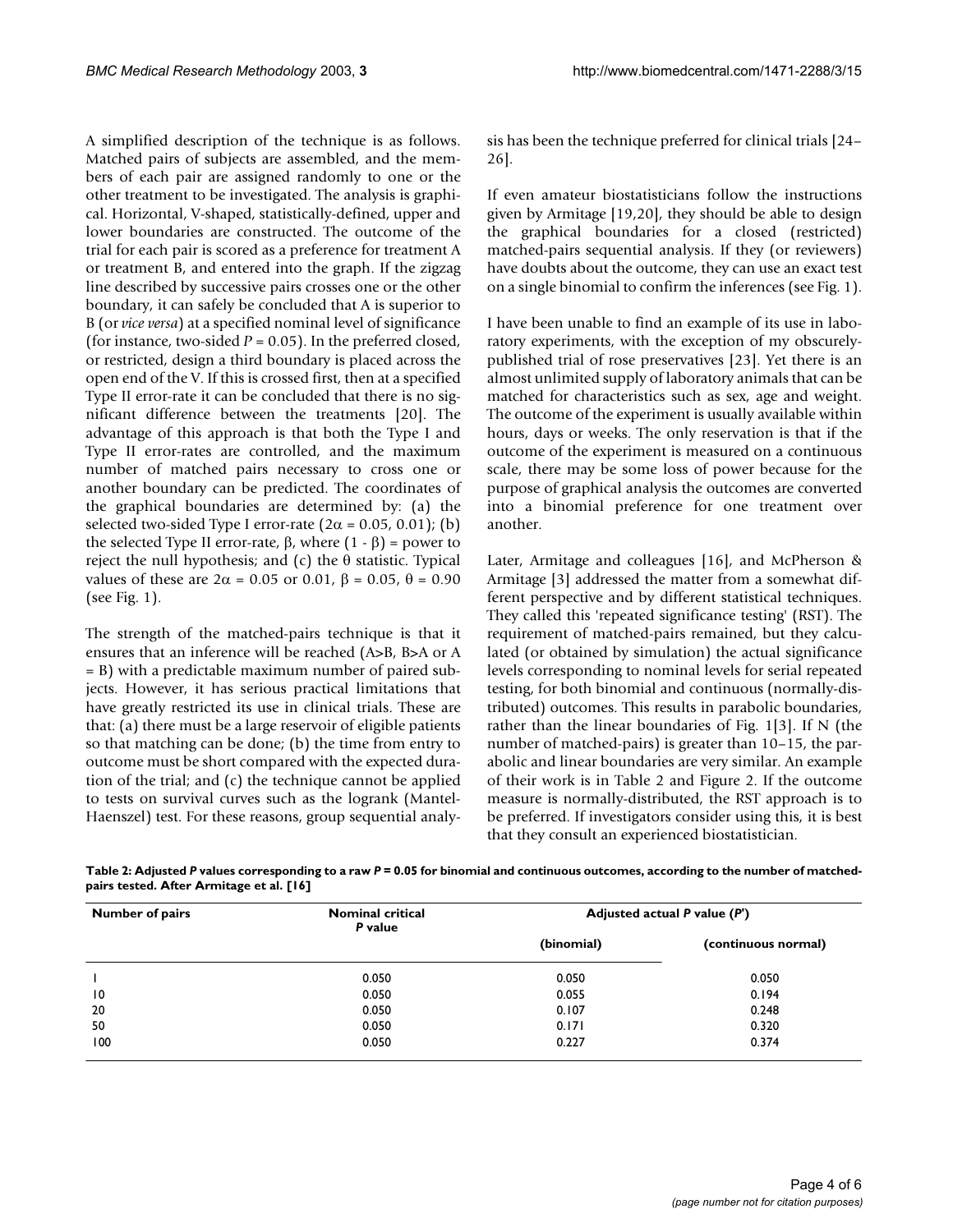A simplified description of the technique is as follows. Matched pairs of subjects are assembled, and the members of each pair are assigned randomly to one or the other treatment to be investigated. The analysis is graphical. Horizontal, V-shaped, statistically-defined, upper and lower boundaries are constructed. The outcome of the trial for each pair is scored as a preference for treatment A or treatment B, and entered into the graph. If the zigzag line described by successive pairs crosses one or the other boundary, it can safely be concluded that A is superior to B (or *vice versa*) at a specified nominal level of significance (for instance, two-sided $P = 0.05$). In the preferred closed, or restricted, design a third boundary is placed across the open end of the V. If this is crossed first, then at a specified Type II error-rate it can be concluded that there is no significant difference between the treatments [20]. The advantage of this approach is that both the Type I and Type II error-rates are controlled, and the maximum number of matched pairs necessary to cross one or another boundary can be predicted. The coordinates of the graphical boundaries are determined by: (a) the selected two-sided Type I error-rate ($2\alpha = 0.05, 0.01$); (b) the selected Type II error-rate, $\beta$, where $(1 - \beta)$ = power to reject the null hypothesis; and (c) the $\theta$ statistic. Typical values of these are $2\alpha = 0.05$ or $0.01$, $\beta = 0.05$, $\theta = 0.90$ (see Fig. 1).

The strength of the matched-pairs technique is that it ensures that an inference will be reached (A>B, B>A or A = B) with a predictable maximum number of paired subjects. However, it has serious practical limitations that have greatly restricted its use in clinical trials. These are that: (a) there must be a large reservoir of eligible patients so that matching can be done; (b) the time from entry to outcome must be short compared with the expected duration of the trial; and (c) the technique cannot be applied to tests on survival curves such as the logrank (Mantel-Haenszel) test. For these reasons, group sequential analysis has been the technique preferred for clinical trials [24–26].

If even amateur biostatisticians follow the instructions given by Armitage [19,20], they should be able to design the graphical boundaries for a closed (restricted) matched-pairs sequential analysis. If they (or reviewers) have doubts about the outcome, they can use an exact test on a single binomial to confirm the inferences (see Fig. 1).

I have been unable to find an example of its use in laboratory experiments, with the exception of my obscurely-published trial of rose preservatives [23]. Yet there is an almost unlimited supply of laboratory animals that can be matched for characteristics such as sex, age and weight. The outcome of the experiment is usually available within hours, days or weeks. The only reservation is that if the outcome of the experiment is measured on a continuous scale, there may be some loss of power because for the purpose of graphical analysis the outcomes are converted into a binomial preference for one treatment over another.

Later, Armitage and colleagues [16], and McPherson & Armitage [3] addressed the matter from a somewhat different perspective and by different statistical techniques. They called this 'repeated significance testing' (RST). The requirement of matched-pairs remained, but they calculated (or obtained by simulation) the actual significance levels corresponding to nominal levels for serial repeated testing, for both binomial and continuous (normally-distributed) outcomes. This results in parabolic boundaries, rather than the linear boundaries of Fig. 1[3]. If N (the number of matched-pairs) is greater than 10–15, the parabolic and linear boundaries are very similar. An example of their work is in Table 2 and Figure 2. If the outcome measure is normally-distributed, the RST approach is to be preferred. If investigators consider using this, it is best that they consult an experienced biostatistician.

**Table 2: Adjusted *P* values corresponding to a raw *P* = 0.05 for binomial and continuous outcomes, according to the number of matched-pairs tested. After Armitage et al. [16]**

| Number of pairs | Nominal critical *P* value | Adjusted actual *P* value (*P*') | |
|---|---|---|---|
| | | (binomial) | (continuous normal) |
| 1 | 0.050 | 0.050 | 0.050 |
| 10 | 0.050 | 0.055 | 0.194 |
| 20 | 0.050 | 0.107 | 0.248 |
| 50 | 0.050 | 0.171 | 0.320 |
| 100 | 0.050 | 0.227 | 0.374 |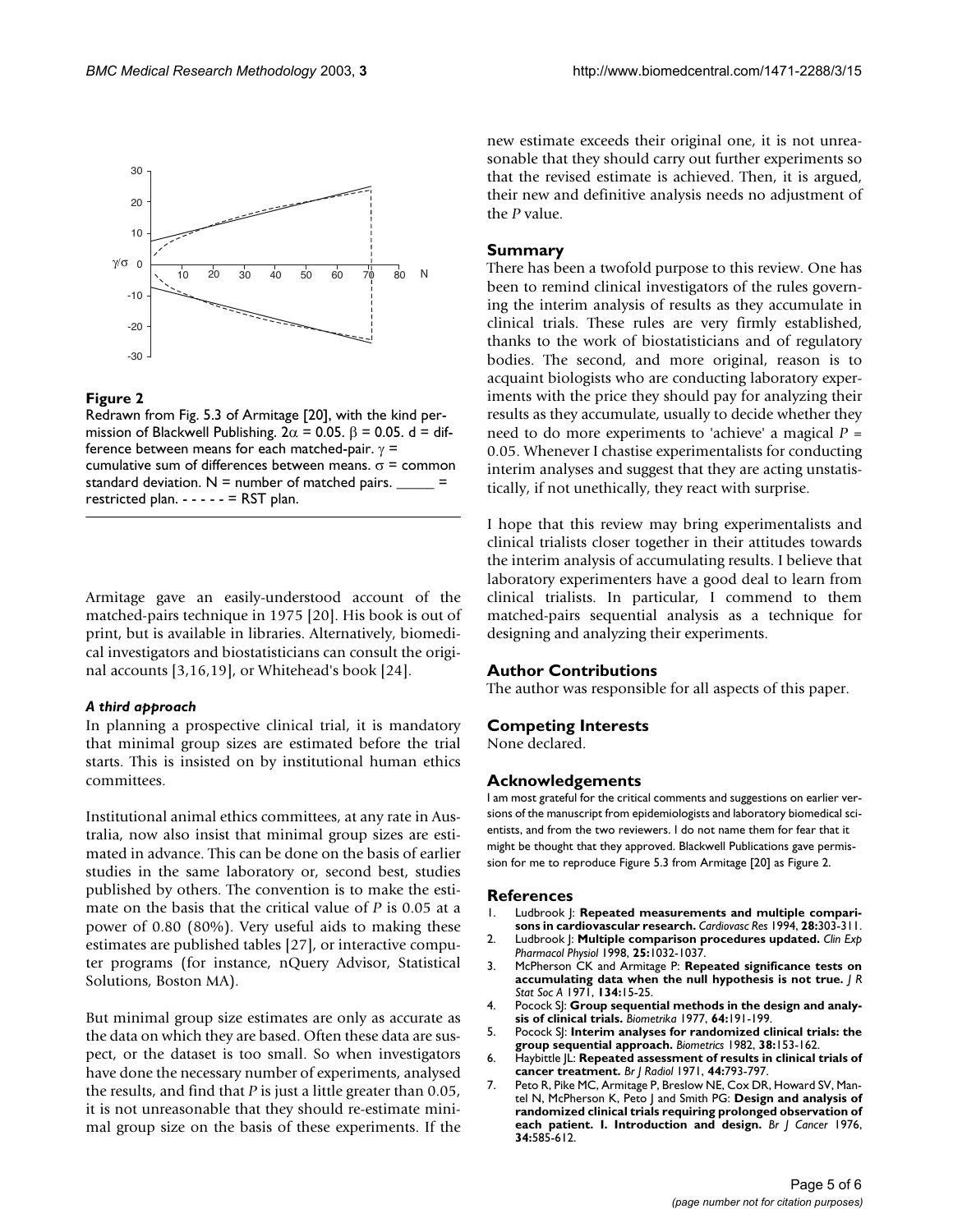30

20

10

γ/σ 0

10 20 30 40 50 60 70 80 N

-10

-20

-30

**Figure 2**

Redrawn from Fig. 5.3 of Armitage [20], with the kind permission of Blackwell Publishing. $2\alpha = 0.05$. $\beta = 0.05$. d = difference between means for each matched-pair. $\gamma$ = cumulative sum of differences between means. $\sigma$ = common standard deviation. N = number of matched pairs. _____ = restricted plan. - - - - - = RST plan.

Armitage gave an easily-understood account of the matched-pairs technique in 1975 [20]. His book is out of print, but is available in libraries. Alternatively, biomedical investigators and biostatisticians can consult the original accounts [3,16,19], or Whitehead's book [24].

### *A third approach*

In planning a prospective clinical trial, it is mandatory that minimal group sizes are estimated before the trial starts. This is insisted on by institutional human ethics committees.

Institutional animal ethics committees, at any rate in Australia, now also insist that minimal group sizes are estimated in advance. This can be done on the basis of earlier studies in the same laboratory or, second best, studies published by others. The convention is to make the estimate on the basis that the critical value of *P* is 0.05 at a power of 0.80 (80%). Very useful aids to making these estimates are published tables [27], or interactive computer programs (for instance, nQuery Advisor, Statistical Solutions, Boston MA).

But minimal group size estimates are only as accurate as the data on which they are based. Often these data are suspect, or the dataset is too small. So when investigators have done the necessary number of experiments, analysed the results, and find that *P* is just a little greater than 0.05, it is not unreasonable that they should re-estimate minimal group size on the basis of these experiments. If the new estimate exceeds their original one, it is not unreasonable that they should carry out further experiments so that the revised estimate is achieved. Then, it is argued, their new and definitive analysis needs no adjustment of the *P* value.

## Summary

There has been a twofold purpose to this review. One has been to remind clinical investigators of the rules governing the interim analysis of results as they accumulate in clinical trials. These rules are very firmly established, thanks to the work of biostatisticians and of regulatory bodies. The second, and more original, reason is to acquaint biologists who are conducting laboratory experiments with the price they should pay for analyzing their results as they accumulate, usually to decide whether they need to do more experiments to 'achieve' a magical *P* = 0.05. Whenever I chastise experimentalists for conducting interim analyses and suggest that they are acting unstatistically, if not unethically, they react with surprise.

I hope that this review may bring experimentalists and clinical trialists closer together in their attitudes towards the interim analysis of accumulating results. I believe that laboratory experimenters have a good deal to learn from clinical trialists. In particular, I commend to them matched-pairs sequential analysis as a technique for designing and analyzing their experiments.

## Author Contributions

The author was responsible for all aspects of this paper.

## Competing Interests

None declared.

## Acknowledgements

I am most grateful for the critical comments and suggestions on earlier versions of the manuscript from epidemiologists and laboratory biomedical scientists, and from the two reviewers. I do not name them for fear that it might be thought that they approved. Blackwell Publications gave permission for me to reproduce Figure 5.3 from Armitage [20] as Figure 2.

## References

1. Ludbrook J: **Repeated measurements and multiple comparisons in cardiovascular research.** *Cardiovasc Res* 1994, **28:**303-311.
2. Ludbrook J: **Multiple comparison procedures updated.** *Clin Exp Pharmacol Physiol* 1998, **25:**1032-1037.
3. McPherson CK and Armitage P: **Repeated significance tests on accumulating data when the null hypothesis is not true.** *J R Stat Soc A* 1971, **134:**15-25.
4. Pocock SJ: **Group sequential methods in the design and analysis of clinical trials.** *Biometrika* 1977, **64:**191-199.
5. Pocock SJ: **Interim analyses for randomized clinical trials: the group sequential approach.** *Biometrics* 1982, **38:**153-162.
6. Haybittle JL: **Repeated assessment of results in clinical trials of cancer treatment.** *Br J Radiol* 1971, **44:**793-797.
7. Peto R, Pike MC, Armitage P, Breslow NE, Cox DR, Howard SV, Mantel N, McPherson K, Peto J and Smith PG: **Design and analysis of randomized clinical trials requiring prolonged observation of each patient. I. Introduction and design.** *Br J Cancer* 1976, **34:**585-612.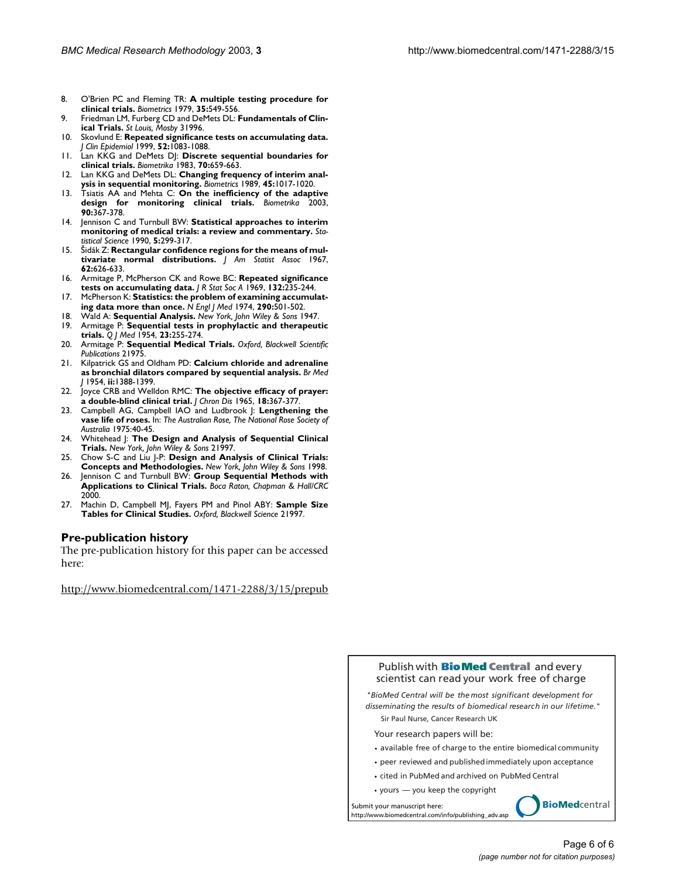8. O'Brien PC and Fleming TR: **A multiple testing procedure for clinical trials.** *Biometrics* 1979, **35:**549-556.
9. Friedman LM, Furberg CD and DeMets DL: **Fundamentals of Clinical Trials.** *St Louis, Mosby* 31996.
10. Skovlund E: **Repeated significance tests on accumulating data.** *J Clin Epidemiol* 1999, **52:**1083-1088.
11. Lan KKG and DeMets DJ: **Discrete sequential boundaries for clinical trials.** *Biometrika* 1983, **70:**659-663.
12. Lan KKG and DeMets DL: **Changing frequency of interim analysis in sequential monitoring.** *Biometrics* 1989, **45:**1017-1020.
13. Tsiatis AA and Mehta C: **On the inefficiency of the adaptive design for monitoring clinical trials.** *Biometrika* 2003, **90:**367-378.
14. Jennison C and Turnbull BW: **Statistical approaches to interim monitoring of medical trials: a review and commentary.** *Statistical Science* 1990, **5:**299-317.
15. Šidák Z: **Rectangular confidence regions for the means of multivariate normal distributions.** *J Am Statist Assoc* 1967, **62:**626-633.
16. Armitage P, McPherson CK and Rowe BC: **Repeated significance tests on accumulating data.** *J R Stat Soc A* 1969, **132:**235-244.
17. McPherson K: **Statistics: the problem of examining accumulating data more than once.** *N Engl J Med* 1974, **290:**501-502.
18. Wald A: **Sequential Analysis.** *New York, John Wiley & Sons* 1947.
19. Armitage P: **Sequential tests in prophylactic and therapeutic trials.** *Q J Med* 1954, **23:**255-274.
20. Armitage P: **Sequential Medical Trials.** *Oxford, Blackwell Scientific Publications* 21975.
21. Kilpatrick GS and Oldham PD: **Calcium chloride and adrenaline as bronchial dilators compared by sequential analysis.** *Br Med J* 1954, **ii:**1388-1399.
22. Joyce CRB and Welldon RMC: **The objective efficacy of prayer: a double-blind clinical trial.** *J Chron Dis* 1965, **18:**367-377.
23. Campbell AG, Campbell IAO and Ludbrook J: **Lengthening the vase life of roses.** In: *The Australian Rose, The National Rose Society of Australia* 1975:40-45.
24. Whitehead J: **The Design and Analysis of Sequential Clinical Trials.** *New York, John Wiley & Sons* 21997.
25. Chow S-C and Liu J-P: **Design and Analysis of Clinical Trials: Concepts and Methodologies.** *New York, John Wiley & Sons* 1998.
26. Jennison C and Turnbull BW: **Group Sequential Methods with Applications to Clinical Trials.** *Boca Raton, Chapman & Hall/CRC* 2000.
27. Machin D, Campbell MJ, Fayers PM and Pinol ABY: **Sample Size Tables for Clinical Studies.** *Oxford, Blackwell Science* 21997.

## Pre-publication history

The pre-publication history for this paper can be accessed here:

http://www.biomedcentral.com/1471-2288/3/15/prepub

Publish with **BioMed Central** and every scientist can read your work free of charge

*"BioMed Central will be the most significant development for disseminating the results of biomedical research in our lifetime."*
Sir Paul Nurse, Cancer Research UK

Your research papers will be:

- available free of charge to the entire biomedical community
- peer reviewed and published immediately upon acceptance
- cited in PubMed and archived on PubMed Central
- yours — you keep the copyright

Submit your manuscript here:
http://www.biomedcentral.com/info/publishing_adv.asp

**BioMed**central